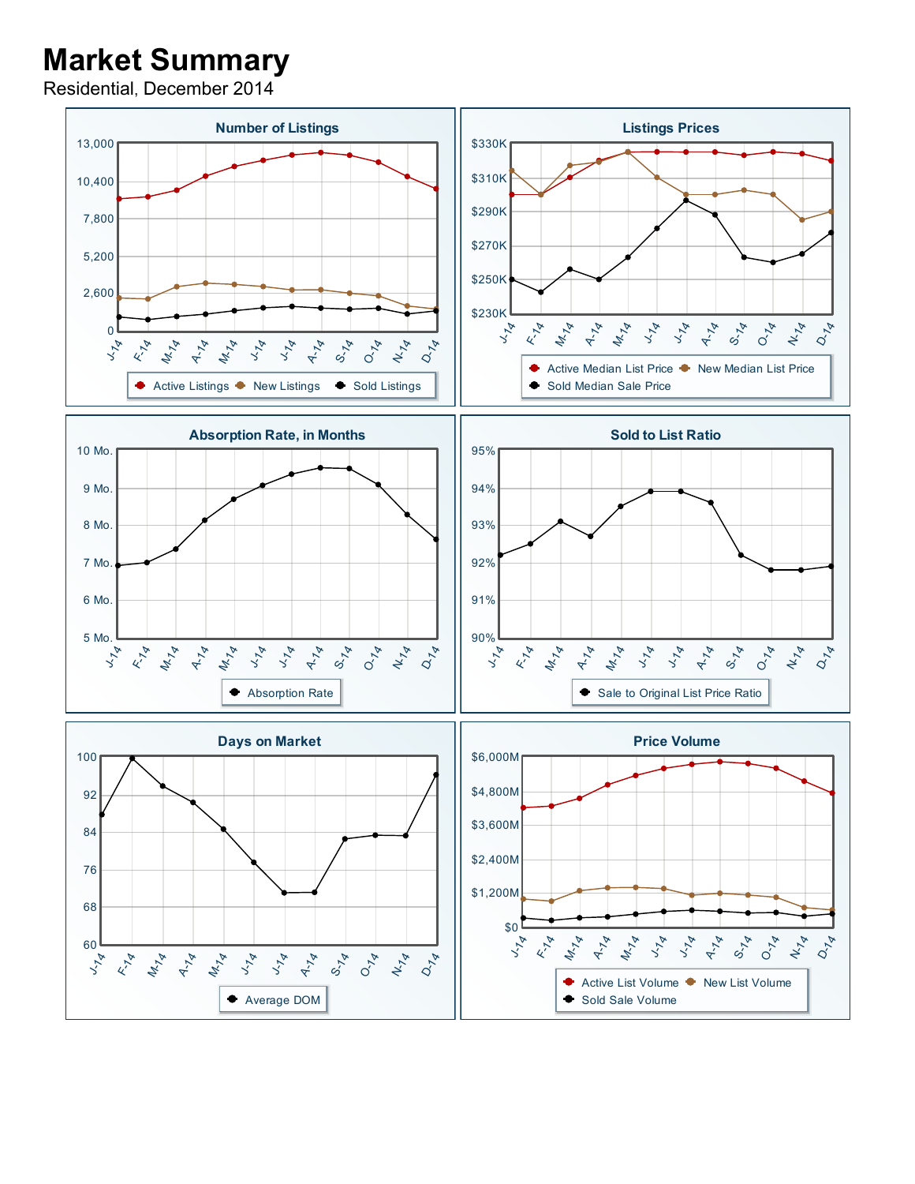# Market Summary

Residential, December 2014

### Number of Listings

13,000
10,400
7,800
5,200
2,600
0

J-14 F-14 M-14 A-14 M-14 J-14 J-14 A-14 S-14 O-14 N-14 D-14

Active Listings · New Listings · Sold Listings

### Listings Prices

$330K
$310K
$290K
$270K
$250K
$230K

J-14 F-14 M-14 A-14 M-14 J-14 J-14 A-14 S-14 O-14 N-14 D-14

Active Median List Price · New Median List Price · Sold Median Sale Price

### Absorption Rate, in Months

10 Mo.
9 Mo.
8 Mo.
7 Mo.
6 Mo.
5 Mo.

J-14 F-14 M-14 A-14 M-14 J-14 J-14 A-14 S-14 O-14 N-14 D-14

Absorption Rate

### Sold to List Ratio

95%
94%
93%
92%
91%
90%

J-14 F-14 M-14 A-14 M-14 J-14 J-14 A-14 S-14 O-14 N-14 D-14

Sale to Original List Price Ratio

### Days on Market

100
92
84
76
68
60

J-14 F-14 M-14 A-14 M-14 J-14 J-14 A-14 S-14 O-14 N-14 D-14

Average DOM

### Price Volume

$6,000M
$4,800M
$3,600M
$2,400M
$1,200M
$0

J-14 F-14 M-14 A-14 M-14 J-14 J-14 A-14 S-14 O-14 N-14 D-14

Active List Volume · New List Volume · Sold Sale Volume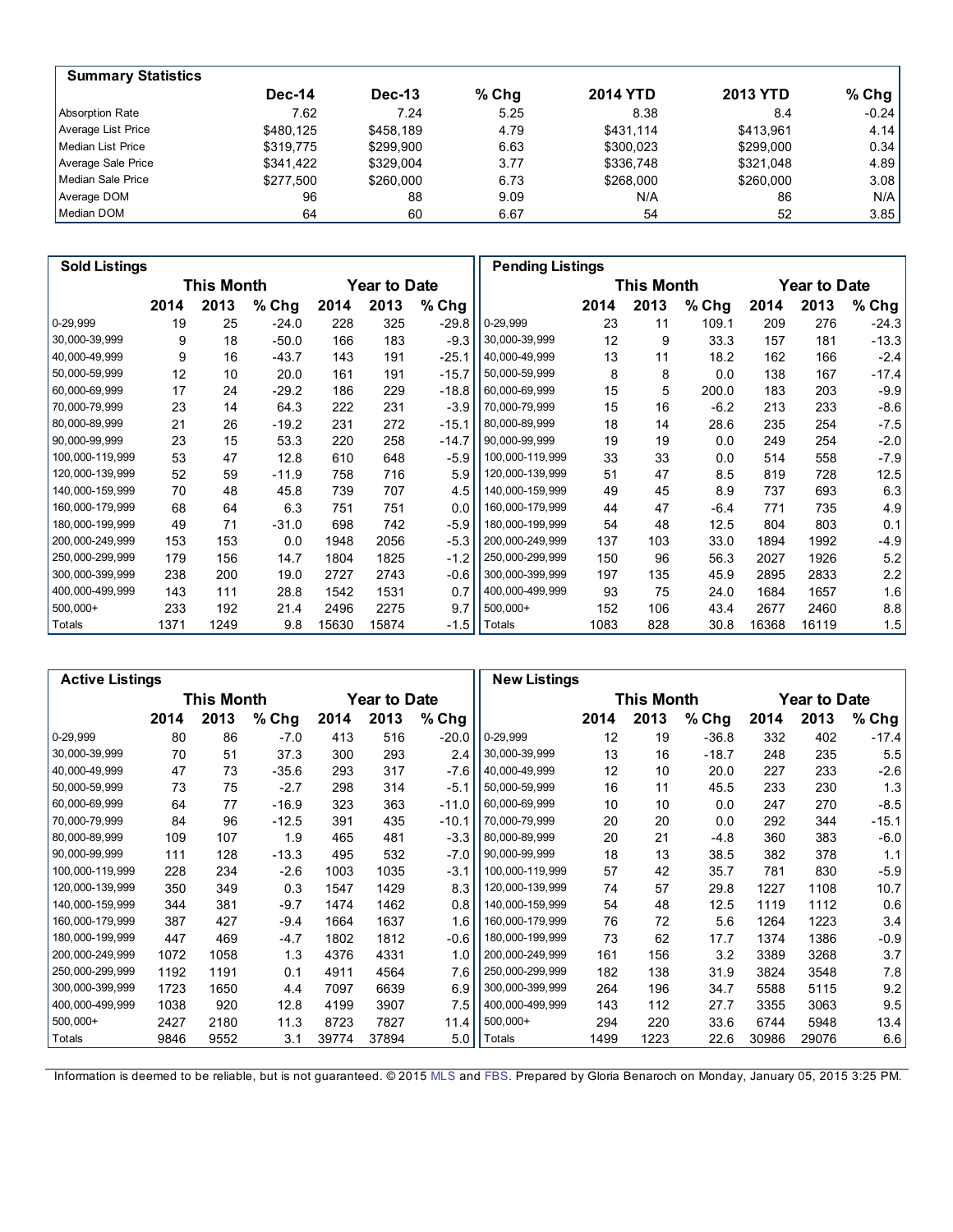| Summary Statistics | Dec-14 | Dec-13 | % Chg | 2014 YTD | 2013 YTD | % Chg |
|---|---|---|---|---|---|---|
| Absorption Rate | 7.62 | 7.24 | 5.25 | 8.38 | 8.4 | -0.24 |
| Average List Price | $480,125 | $458,189 | 4.79 | $431,114 | $413,961 | 4.14 |
| Median List Price | $319,775 | $299,900 | 6.63 | $300,023 | $299,000 | 0.34 |
| Average Sale Price | $341,422 | $329,004 | 3.77 | $336,748 | $321,048 | 4.89 |
| Median Sale Price | $277,500 | $260,000 | 6.73 | $268,000 | $260,000 | 3.08 |
| Average DOM | 96 | 88 | 9.09 | N/A | 86 | N/A |
| Median DOM | 64 | 60 | 6.67 | 54 | 52 | 3.85 |

**Sold Listings**

| | This Month | | | Year to Date | | |
|---|---|---|---|---|---|---|
| | 2014 | 2013 | % Chg | 2014 | 2013 | % Chg |
| 0-29,999 | 19 | 25 | -24.0 | 228 | 325 | -29.8 |
| 30,000-39,999 | 9 | 18 | -50.0 | 166 | 183 | -9.3 |
| 40,000-49,999 | 9 | 16 | -43.7 | 143 | 191 | -25.1 |
| 50,000-59,999 | 12 | 10 | 20.0 | 161 | 191 | -15.7 |
| 60,000-69,999 | 17 | 24 | -29.2 | 186 | 229 | -18.8 |
| 70,000-79,999 | 23 | 14 | 64.3 | 222 | 231 | -3.9 |
| 80,000-89,999 | 21 | 26 | -19.2 | 231 | 272 | -15.1 |
| 90,000-99,999 | 23 | 15 | 53.3 | 220 | 258 | -14.7 |
| 100,000-119,999 | 53 | 47 | 12.8 | 610 | 648 | -5.9 |
| 120,000-139,999 | 52 | 59 | -11.9 | 758 | 716 | 5.9 |
| 140,000-159,999 | 70 | 48 | 45.8 | 739 | 707 | 4.5 |
| 160,000-179,999 | 68 | 64 | 6.3 | 751 | 751 | 0.0 |
| 180,000-199,999 | 49 | 71 | -31.0 | 698 | 742 | -5.9 |
| 200,000-249,999 | 153 | 153 | 0.0 | 1948 | 2056 | -5.3 |
| 250,000-299,999 | 179 | 156 | 14.7 | 1804 | 1825 | -1.2 |
| 300,000-399,999 | 238 | 200 | 19.0 | 2727 | 2743 | -0.6 |
| 400,000-499,999 | 143 | 111 | 28.8 | 1542 | 1531 | 0.7 |
| 500,000+ | 233 | 192 | 21.4 | 2496 | 2275 | 9.7 |
| Totals | 1371 | 1249 | 9.8 | 15630 | 15874 | -1.5 |

**Pending Listings**

| | This Month | | | Year to Date | | |
|---|---|---|---|---|---|---|
| | 2014 | 2013 | % Chg | 2014 | 2013 | % Chg |
| 0-29,999 | 23 | 11 | 109.1 | 209 | 276 | -24.3 |
| 30,000-39,999 | 12 | 9 | 33.3 | 157 | 181 | -13.3 |
| 40,000-49,999 | 13 | 11 | 18.2 | 162 | 166 | -2.4 |
| 50,000-59,999 | 8 | 8 | 0.0 | 138 | 167 | -17.4 |
| 60,000-69,999 | 15 | 5 | 200.0 | 183 | 203 | -9.9 |
| 70,000-79,999 | 15 | 16 | -6.2 | 213 | 233 | -8.6 |
| 80,000-89,999 | 18 | 14 | 28.6 | 235 | 254 | -7.5 |
| 90,000-99,999 | 19 | 19 | 0.0 | 249 | 254 | -2.0 |
| 100,000-119,999 | 33 | 33 | 0.0 | 514 | 558 | -7.9 |
| 120,000-139,999 | 51 | 47 | 8.5 | 819 | 728 | 12.5 |
| 140,000-159,999 | 49 | 45 | 8.9 | 737 | 693 | 6.3 |
| 160,000-179,999 | 44 | 47 | -6.4 | 771 | 735 | 4.9 |
| 180,000-199,999 | 54 | 48 | 12.5 | 804 | 803 | 0.1 |
| 200,000-249,999 | 137 | 103 | 33.0 | 1894 | 1992 | -4.9 |
| 250,000-299,999 | 150 | 96 | 56.3 | 2027 | 1926 | 5.2 |
| 300,000-399,999 | 197 | 135 | 45.9 | 2895 | 2833 | 2.2 |
| 400,000-499,999 | 93 | 75 | 24.0 | 1684 | 1657 | 1.6 |
| 500,000+ | 152 | 106 | 43.4 | 2677 | 2460 | 8.8 |
| Totals | 1083 | 828 | 30.8 | 16368 | 16119 | 1.5 |

**Active Listings**

| | This Month | | | Year to Date | | |
|---|---|---|---|---|---|---|
| | 2014 | 2013 | % Chg | 2014 | 2013 | % Chg |
| 0-29,999 | 80 | 86 | -7.0 | 413 | 516 | -20.0 |
| 30,000-39,999 | 70 | 51 | 37.3 | 300 | 293 | 2.4 |
| 40,000-49,999 | 47 | 73 | -35.6 | 293 | 317 | -7.6 |
| 50,000-59,999 | 73 | 75 | -2.7 | 298 | 314 | -5.1 |
| 60,000-69,999 | 64 | 77 | -16.9 | 323 | 363 | -11.0 |
| 70,000-79,999 | 84 | 96 | -12.5 | 391 | 435 | -10.1 |
| 80,000-89,999 | 109 | 107 | 1.9 | 465 | 481 | -3.3 |
| 90,000-99,999 | 111 | 128 | -13.3 | 495 | 532 | -7.0 |
| 100,000-119,999 | 228 | 234 | -2.6 | 1003 | 1035 | -3.1 |
| 120,000-139,999 | 350 | 349 | 0.3 | 1547 | 1429 | 8.3 |
| 140,000-159,999 | 344 | 381 | -9.7 | 1474 | 1462 | 0.8 |
| 160,000-179,999 | 387 | 427 | -9.4 | 1664 | 1637 | 1.6 |
| 180,000-199,999 | 447 | 469 | -4.7 | 1802 | 1812 | -0.6 |
| 200,000-249,999 | 1072 | 1058 | 1.3 | 4376 | 4331 | 1.0 |
| 250,000-299,999 | 1192 | 1191 | 0.1 | 4911 | 4564 | 7.6 |
| 300,000-399,999 | 1723 | 1650 | 4.4 | 7097 | 6639 | 6.9 |
| 400,000-499,999 | 1038 | 920 | 12.8 | 4199 | 3907 | 7.5 |
| 500,000+ | 2427 | 2180 | 11.3 | 8723 | 7827 | 11.4 |
| Totals | 9846 | 9552 | 3.1 | 39774 | 37894 | 5.0 |

**New Listings**

| | This Month | | | Year to Date | | |
|---|---|---|---|---|---|---|
| | 2014 | 2013 | % Chg | 2014 | 2013 | % Chg |
| 0-29,999 | 12 | 19 | -36.8 | 332 | 402 | -17.4 |
| 30,000-39,999 | 13 | 16 | -18.7 | 248 | 235 | 5.5 |
| 40,000-49,999 | 12 | 10 | 20.0 | 227 | 233 | -2.6 |
| 50,000-59,999 | 16 | 11 | 45.5 | 233 | 230 | 1.3 |
| 60,000-69,999 | 10 | 10 | 0.0 | 247 | 270 | -8.5 |
| 70,000-79,999 | 20 | 20 | 0.0 | 292 | 344 | -15.1 |
| 80,000-89,999 | 20 | 21 | -4.8 | 360 | 383 | -6.0 |
| 90,000-99,999 | 18 | 13 | 38.5 | 382 | 378 | 1.1 |
| 100,000-119,999 | 57 | 42 | 35.7 | 781 | 830 | -5.9 |
| 120,000-139,999 | 74 | 57 | 29.8 | 1227 | 1108 | 10.7 |
| 140,000-159,999 | 54 | 48 | 12.5 | 1119 | 1112 | 0.6 |
| 160,000-179,999 | 76 | 72 | 5.6 | 1264 | 1223 | 3.4 |
| 180,000-199,999 | 73 | 62 | 17.7 | 1374 | 1386 | -0.9 |
| 200,000-249,999 | 161 | 156 | 3.2 | 3389 | 3268 | 3.7 |
| 250,000-299,999 | 182 | 138 | 31.9 | 3824 | 3548 | 7.8 |
| 300,000-399,999 | 264 | 196 | 34.7 | 5588 | 5115 | 9.2 |
| 400,000-499,999 | 143 | 112 | 27.7 | 3355 | 3063 | 9.5 |
| 500,000+ | 294 | 220 | 33.6 | 6744 | 5948 | 13.4 |
| Totals | 1499 | 1223 | 22.6 | 30986 | 29076 | 6.6 |

Information is deemed to be reliable, but is not guaranteed. © 2015 MLS and FBS. Prepared by Gloria Benaroch on Monday, January 05, 2015 3:25 PM.